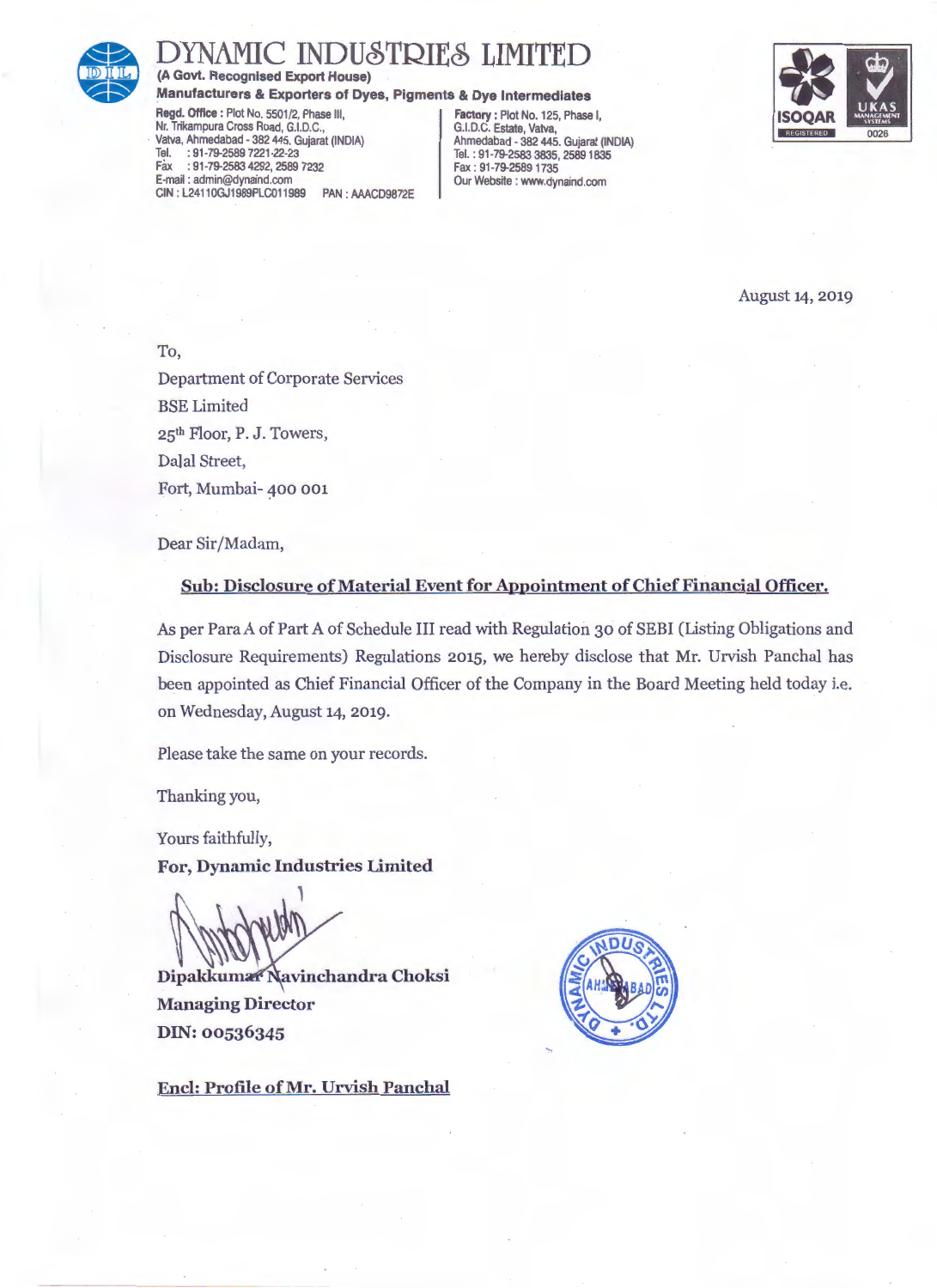# DYNAMIC INDUSTRIES LIMITED

**(A Govt. Recognised Export House)**

**Manufacturers & Exporters of Dyes, Pigments & Dye Intermediates**

**Regd. Office :** Plot No. 5501/2, Phase III,
Nr. Trikampura Cross Road, G.I.D.C.,
Vatva, Ahmedabad - 382 445. Gujarat (INDIA)
Tel. : 91-79-2589 7221-22-23
Fax : 91-79-2583 4292, 2589 7232
E-mail : admin@dynaind.com
CIN : L24110GJ1989PLC011989 PAN : AAACD9872E

**Factory :** Plot No. 125, Phase I,
G.I.D.C. Estate, Vatva,
Ahmedabad - 382 445. Gujarat (INDIA)
Tel. : 91-79-2583 3835, 2589 1835
Fax : 91-79-2589 1735
Our Website : www.dynaind.com

ISOQAR REGISTERED | UKAS MANAGEMENT SYSTEMS 0026

August 14, 2019

To,
Department of Corporate Services
BSE Limited
25th Floor, P. J. Towers,
Dalal Street,
Fort, Mumbai- 400 001

Dear Sir/Madam,

**Sub: Disclosure of Material Event for Appointment of Chief Financial Officer.**

As per Para A of Part A of Schedule III read with Regulation 30 of SEBI (Listing Obligations and Disclosure Requirements) Regulations 2015, we hereby disclose that Mr. Urvish Panchal has been appointed as Chief Financial Officer of the Company in the Board Meeting held today i.e. on Wednesday, August 14, 2019.

Please take the same on your records.

Thanking you,

Yours faithfully,
**For, Dynamic Industries Limited**

**Dipakkumar Navinchandra Choksi**
**Managing Director**
**DIN: 00536345**

**Encl: Profile of Mr. Urvish Panchal**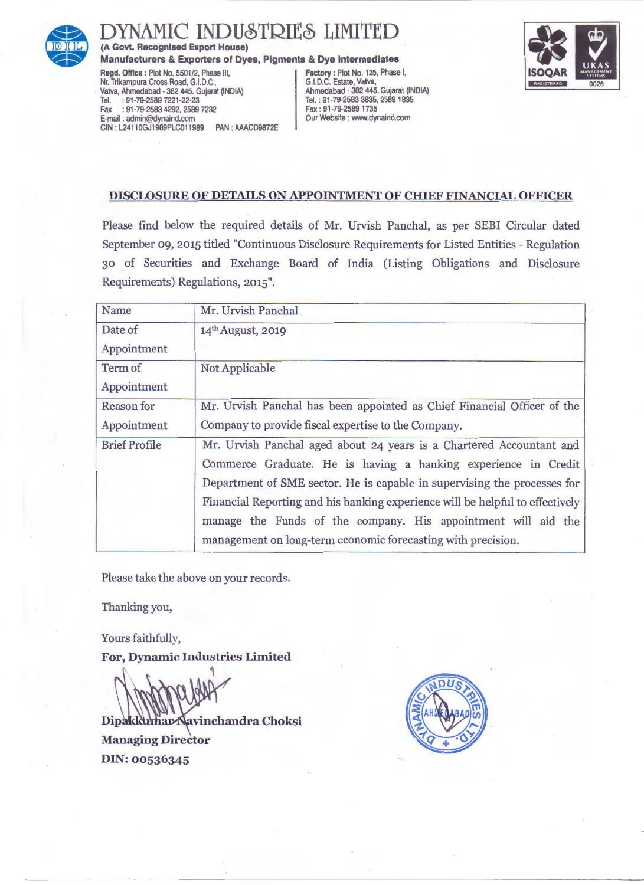# DYNAMIC INDUSTRIES LIMITED

**(A Govt. Recognised Export House)**

**Manufacturers & Exporters of Dyes, Pigments & Dye Intermediates**

**Regd. Office :** Plot No. 5501/2, Phase III, Nr. Trikampura Cross Road, G.I.D.C., Vatva, Ahmedabad - 382 445. Gujarat (INDIA)
Tel. : 91-79-2589 7221-22-23
Fax : 91-79-2583 4292, 2589 7232
E-mail : admin@dynaind.com
CIN : L24110GJ1989PLC011989 PAN : AAACD9872E

**Factory :** Plot No. 125, Phase I, G.I.D.C. Estate, Vatva, Ahmedabad - 382 445. Gujarat (INDIA)
Tel. : 91-79-2583 3835, 2589 1835
Fax : 91-79-2589 1735
Our Website : www.dynaind.com

ISOQAR REGISTERED — UKAS MANAGEMENT SYSTEMS 0026

## DISCLOSURE OF DETAILS ON APPOINTMENT OF CHIEF FINANCIAL OFFICER

Please find below the required details of Mr. Urvish Panchal, as per SEBI Circular dated September 09, 2015 titled "Continuous Disclosure Requirements for Listed Entities - Regulation 30 of Securities and Exchange Board of India (Listing Obligations and Disclosure Requirements) Regulations, 2015".

| | |
|---|---|
| Name | Mr. Urvish Panchal |
| Date of Appointment | 14th August, 2019 |
| Term of Appointment | Not Applicable |
| Reason for Appointment | Mr. Urvish Panchal has been appointed as Chief Financial Officer of the Company to provide fiscal expertise to the Company. |
| Brief Profile | Mr. Urvish Panchal aged about 24 years is a Chartered Accountant and Commerce Graduate. He is having a banking experience in Credit Department of SME sector. He is capable in supervising the processes for Financial Reporting and his banking experience will be helpful to effectively manage the Funds of the company. His appointment will aid the management on long-term economic forecasting with precision. |

Please take the above on your records.

Thanking you,

Yours faithfully,

**For, Dynamic Industries Limited**

**Dipakkumar Navinchandra Choksi**
**Managing Director**
**DIN: 00536345**